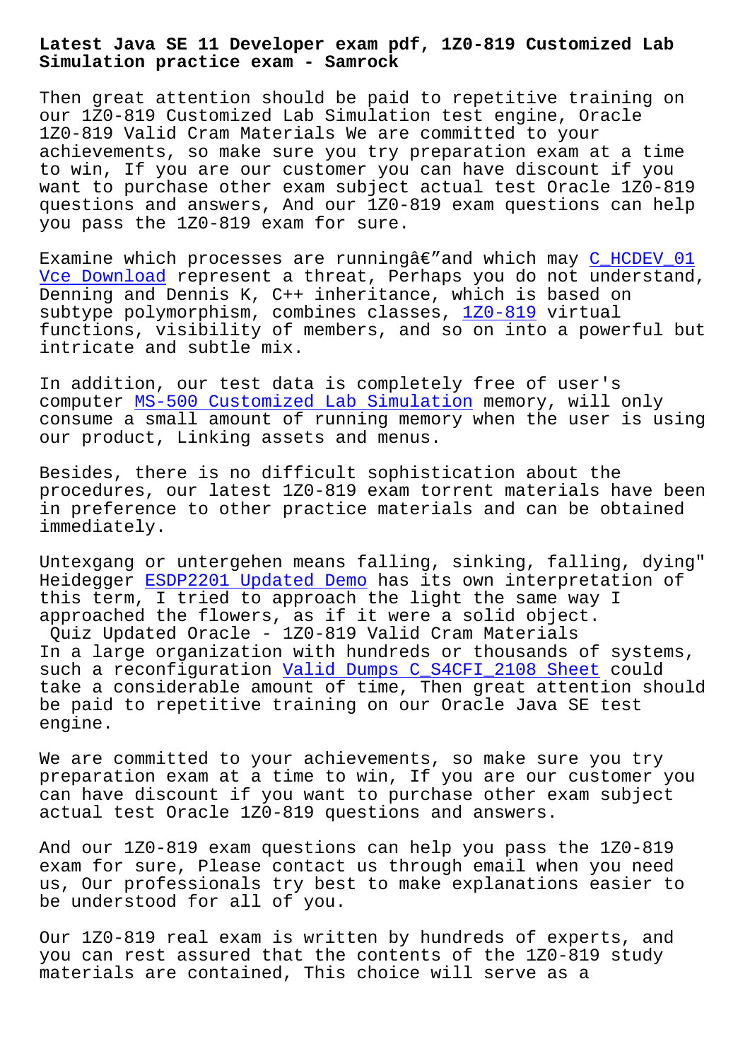# Latest Java SE 11 Developer exam pdf, 1Z0-819 Customized Lab Simulation practice exam - Samrock

Then great attention should be paid to repetitive training on our 1Z0-819 Customized Lab Simulation test engine, Oracle 1Z0-819 Valid Cram Materials We are committed to your achievements, so make sure you try preparation exam at a time to win, If you are our customer you can have discount if you want to purchase other exam subject actual test Oracle 1Z0-819 questions and answers, And our 1Z0-819 exam questions can help you pass the 1Z0-819 exam for sure.

Examine which processes are runningâ€"and which may C_HCDEV_01 Vce Download represent a threat, Perhaps you do not understand, Denning and Dennis K, C++ inheritance, which is based on subtype polymorphism, combines classes, 1Z0-819 virtual functions, visibility of members, and so on into a powerful but intricate and subtle mix.

In addition, our test data is completely free of user's computer MS-500 Customized Lab Simulation memory, will only consume a small amount of running memory when the user is using our product, Linking assets and menus.

Besides, there is no difficult sophistication about the procedures, our latest 1Z0-819 exam torrent materials have been in preference to other practice materials and can be obtained immediately.

Untexgang or untergehen means falling, sinking, falling, dying" Heidegger ESDP2201 Updated Demo has its own interpretation of this term, I tried to approach the light the same way I approached the flowers, as if it were a solid object.

Quiz Updated Oracle - 1Z0-819 Valid Cram Materials

In a large organization with hundreds or thousands of systems, such a reconfiguration Valid Dumps C_S4CFI_2108 Sheet could take a considerable amount of time, Then great attention should be paid to repetitive training on our Oracle Java SE test engine.

We are committed to your achievements, so make sure you try preparation exam at a time to win, If you are our customer you can have discount if you want to purchase other exam subject actual test Oracle 1Z0-819 questions and answers.

And our 1Z0-819 exam questions can help you pass the 1Z0-819 exam for sure, Please contact us through email when you need us, Our professionals try best to make explanations easier to be understood for all of you.

Our 1Z0-819 real exam is written by hundreds of experts, and you can rest assured that the contents of the 1Z0-819 study materials are contained, This choice will serve as a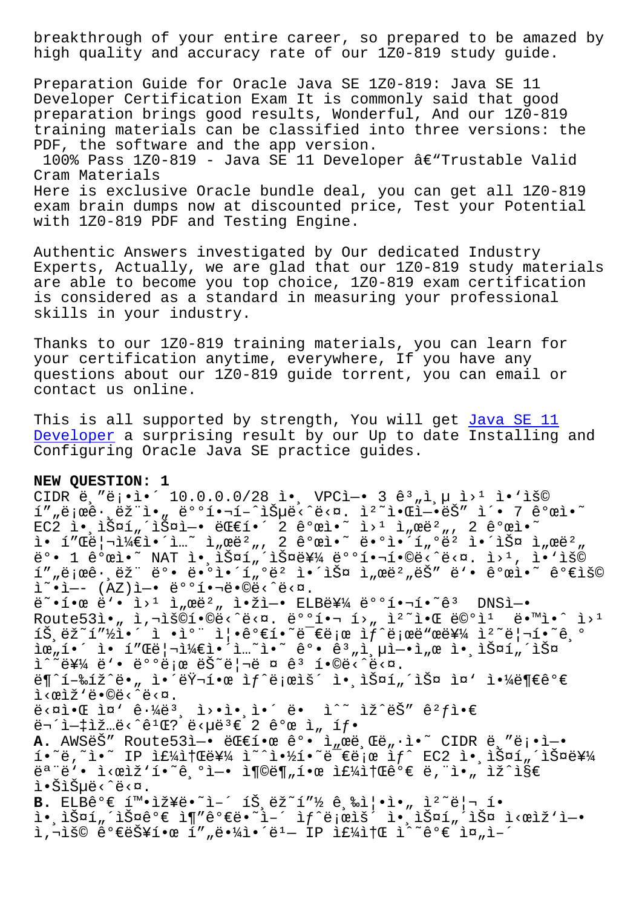breakthrough of your entire career, so prepared to be amazed by high quality and accuracy rate of our 1Z0-819 study guide.

Preparation Guide for Oracle Java SE 1Z0-819: Java SE 11 Developer Certification Exam It is commonly said that good preparation brings good results, Wonderful, And our 1Z0-819 training materials can be classified into three versions: the PDF, the software and the app version.

100% Pass 1Z0-819 - Java SE 11 Developer â€"Trustable Valid Cram Materials

Here is exclusive Oracle bundle deal, you can get all 1Z0-819 exam brain dumps now at discounted price, Test your Potential with 1Z0-819 PDF and Testing Engine.

Authentic Answers investigated by Our dedicated Industry Experts, Actually, we are glad that our 1Z0-819 study materials are able to become you top choice, 1Z0-819 exam certification is considered as a standard in measuring your professional skills in your industry.

Thanks to our 1Z0-819 training materials, you can learn for your certification anytime, everywhere, If you have any questions about our 1Z0-819 guide torrent, you can email or contact us online.

This is all supported by strength, You will get Java SE 11 Developer a surprising result by our Up to date Installing and Configuring Oracle Java SE practice guides.

**NEW QUESTION: 1**

CIDR ë¸"ë¡•ì•´ 10.0.0.0/28 ì•¸ VPCì—• 3 ê³„ì¸µ ì›¹ ì•'ìš© í"„ë¡œê·¸ëž¨ì•„ ë°°í•¬í–ˆìŠµë‹ˆë‹¤. ì²˜ì•Œì—•ëŠ" ì•´ 7 ê°œì•˜ EC2 ì•¸ìŠ¤í„´ìŠ¤ì—• ë€€í•´ 2 ê°œì•˜ ì›¹ ì„œë²„, 2 ê°œì•˜ ì• í"Œë¦¬ì¼€ì•´ì…˜ ì„œë²„, 2 ê°œì•˜ ë•°ì•´í„°ë² ì•´ìŠ¤ ì„œë²„ ë°• 1 ê°œì•˜ NAT ì•¸ìŠ¤í„´ìŠ¤ë¥¼ ë°°í•¬í•©ë‹ˆë‹¤. ì›¹, ì•'ìš© í"„ë¡œê·¸ëž¨ ë°• ë•°ì•´í„°ë² ì•´ìŠ¤ ì„œë²„ëŠ" ë'• ê°œì•˜ ê°€ìš© ì˜•ì—– (AZ)ì—• ë°°í•¬ë•©ë‹ˆë‹¤.
ë˜•í•œ ë'• ì›¹ ì„œë²„ ì•žì—• ELBë¥¼ ë°°í•¬í•˜ê³  DNSì—• Route53ì•„ ì‚¬ìš©í•©ë‹ˆë‹¤. ë°°í•¬ í›„ ì²˜ì•Œ ëª°ì¹  ë•™ì•ˆ ì›¹ íŠ¸ëž˜í"½ì•´ ì •ì°¨ ì¦•ê°€í•˜ëŠ"ë•°ë¡œ ìƒˆë¡œìš´ë¶€í•˜ë¥¼ ì²˜ë¦¬í•˜ê¸° ìœ„í•´ ì• í"Œë¦¬ì¼€ì•´ì…˜ ì˜ ê³„ì¸µì—•ì„œ ì•¸ìŠ¤í„´ìŠ¤ ìˆ˜ë¥¼ ë'• ë°°ë¡œ ëŠ˜ë¦¬ë ¤ ê³  í•©ë‹ˆë‹¤.
ë¶ˆí–‰ížˆë„ ì•´ëŸ¬í•œ ìƒˆë¡œìš´ ì•¸ìŠ¤í„´ìŠ¤ ì¤' ì•¼ë¶€ê°€ ì‹œìž'ë•©ë‹ˆë‹¤.
ë‹¤ìŒ ì¤' ê·¸ë³¸ ì›•ì•¸ì•´ ë  ìˆ˜ ìžˆëŠ" ê²ƒì€ ë¬´ì—‡ìž…ë‹ˆê¹Œ? ë‹µë³€ 2 ê°œ ì„ íƒ
**A.** AWSëŠ" Route53ì—• ë€€í•œ ê°• ì„œë¸Œë„·ì•˜ CIDR ë¸"ë¡•ì—• í•˜ë'˜ì•˜ IP ì£¼ì†Œë¥¼ ì˜ˆì•½í•˜ë¯€ë¡œ ìƒˆ EC2 ì•¸ìŠ¤í„´ìŠ¤ë¥¼ ëª¨ë'• ì‹œìž'í•˜ê¸°ì—• ì¶©ë¶„í•œ ì£¼ì†Œê°€ ë‚¨ì•„ ìžˆì§€ ì•ŠìŠµë‹ˆë‹¤.
**B.** ELBê°€ í™•ìž¥ë•˜ì–´ íŠ¸ëž˜í"½ ê¸‰ì¦•ì•„ ì²˜ë¦¬ í• ì•¸ìŠ¤í„´ìŠ¤ê°€ ì¶"ê°€ë•˜ì–´ ìƒˆë¡œìš´ ì•¸ìŠ¤í„´ìŠ¤ ì‹œìž'ì—• ì‚¬ìš© ê°€ëŠ¥í•œ í"„ë¼ì•´ë¹— IP ì£¼ì†Œ ì˜˜ê°€ ì¤„ì–´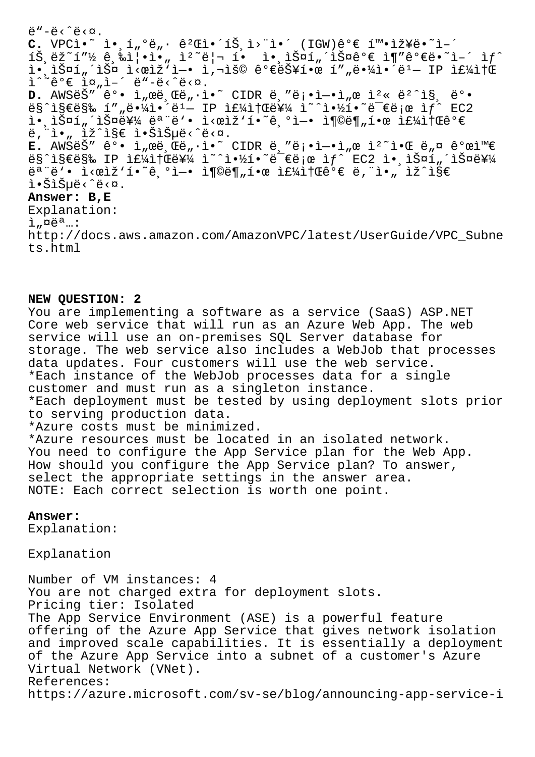ë"-ë‹ˆë‹¤.

**C.** VPCì•˜ ì•¸í„°ë„· ê²Œì•´íŠ¸ì›¨ì•´ (IGW)ê°€ í™•ìž¥ë•˜ì–´ íŠ¸ëž˜í”½ ê¸‰ì¦•ì•„ ì²˜ë¦¬ í•  ì•¸ìŠ¤í„´ìŠ¤ê°€ ì¶"ê°€ë•˜ì–´ ìƒˆ ì•¸ìŠ¤í„´ìŠ¤ ì‹œìž'ì—• ì‚¬ìš© ê°€ëŠ¥í•œ í"ë¼ì•´ë¹— IP ì£¼ì†Œ ì ˆê°€ ì¤„ì–´ ë"-ë‹ˆë‹¤.

**D.** AWSëŠ" ê°• ì"œë¸Œë"·ì•˜ CIDR ë¸"ë¡•ì—•ì"œ ì²« ë²ˆì§¸ ë°• ë§ˆì§€ë§‰ í"ë¼ì•´ë¹— IP ì£¼ì†Œë¥¼ ì˜ˆì•½í•˜ë¯€ë¡œ ìƒˆ EC2 ì•¸ìŠ¤í„´ìŠ¤ë¥¼ ëª¨ë'• ì‹œìž'í•˜ê¸°ì—• ì¶©ë¶„í•œ ì£¼ì†Œê°€ ë‚¨ì•„ ìž ˆì§€ ì•ŠìŠµë‹ˆë‹¤.

**E.** AWSëŠ" ê°• ì"œë¸Œë"·ì•˜ CIDR ë¸"ë¡•ì—•ì"œ ì²˜ì•Œ ë„¤ ê°œì™€ ë§ˆì§€ë§‰ IP ì£¼ì†Œë¥¼ ì˜ˆì•½í•˜ë¯€ë¡œ ìƒˆ EC2 ì•¸ìŠ¤í„´ìŠ¤ë¥¼ ëª¨ë'• ì‹œìž'í•˜ê¸°ì—• ì¶©ë¶„í•œ ì£¼ì†Œê°€ ë‚¨ì•„ ìž ˆì§€ ì•ŠìŠµë‹ˆë‹¤.

**Answer: B,E**

Explanation:
ì"¤ëª…:
http://docs.aws.amazon.com/AmazonVPC/latest/UserGuide/VPC_Subnets.html

**NEW QUESTION: 2**

You are implementing a software as a service (SaaS) ASP.NET Core web service that will run as an Azure Web App. The web service will use an on-premises SQL Server database for storage. The web service also includes a WebJob that processes data updates. Four customers will use the web service.

*Each instance of the WebJob processes data for a single customer and must run as a singleton instance.
*Each deployment must be tested by using deployment slots prior to serving production data.
*Azure costs must be minimized.
*Azure resources must be located in an isolated network.

You need to configure the App Service plan for the Web App.
How should you configure the App Service plan? To answer, select the appropriate settings in the answer area.
NOTE: Each correct selection is worth one point.

**Answer:**
Explanation:

Explanation

Number of VM instances: 4
You are not charged extra for deployment slots.
Pricing tier: Isolated
The App Service Environment (ASE) is a powerful feature offering of the Azure App Service that gives network isolation and improved scale capabilities. It is essentially a deployment of the Azure App Service into a subnet of a customer's Azure Virtual Network (VNet).
References:
https://azure.microsoft.com/sv-se/blog/announcing-app-service-i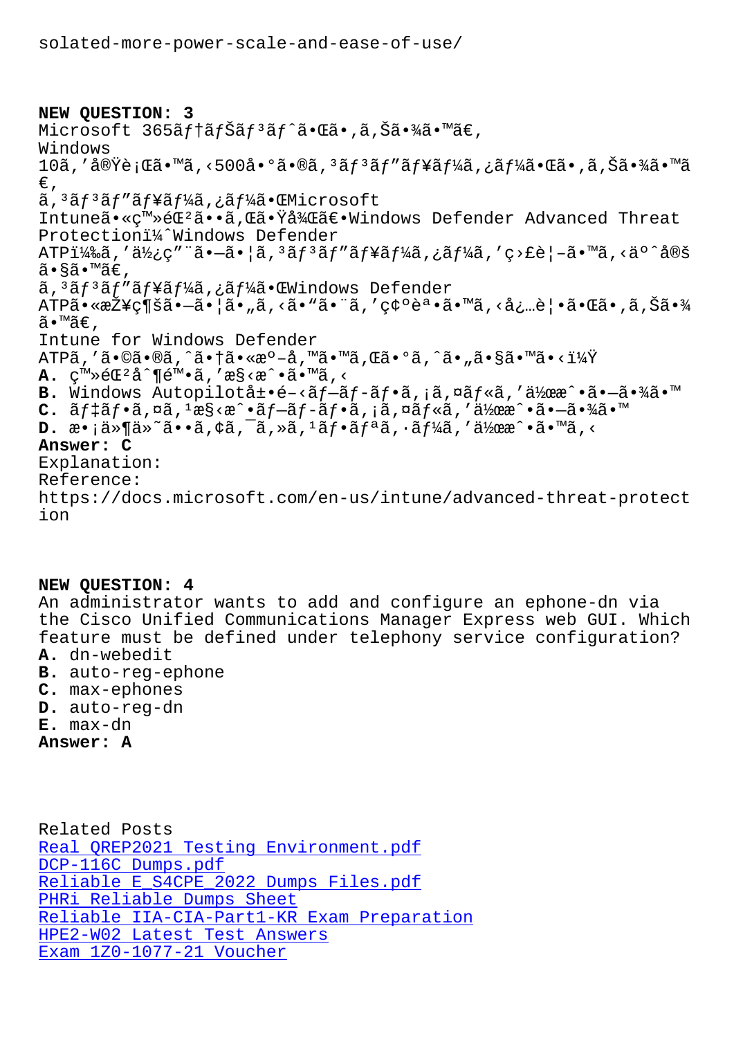solated-more-power-scale-and-ease-of-use/

**NEW QUESTION: 3**

Microsoft 365ãƒ†ãƒŠãƒ³ãƒˆã•Œã•‚ã‚Šã•¾ã•™ã€‚
Windows
10ã,'実行ã•™ã,‹500å•°ã•®ã,³ãƒ³ãƒ"ュãƒ¼ã,¿ãƒ¼ã•Œã•‚ã‚Šã•¾ã•™ã€‚
ã,³ãƒ³ãƒ"ュãƒ¼ã,¿ãƒ¼ã•ŒMicrosoft
Intuneã•«ç™»éŒ²ã••ã,Œã•Ÿå¾Œã€•Windows Defender Advanced Threat Protection(Windows Defender
ATP)ã,'使ç"¨ã•—ã•¦ã,³ãƒ³ãƒ"ュãƒ¼ã,¿ãƒ¼ã,'ç›£è¦–ã•™ã,‹äºˆå®šã•§ã•™ã€‚
ã,³ãƒ³ãƒ"ュãƒ¼ã,¿ãƒ¼ã•ŒWindows Defender
ATPã•«æŽ¥ç¶šã•—ã•¦ã•"ã,‹ã•"ã•¨ã,'確èª•ã•™ã,‹å¿…è¦•ã•Œã•‚ã‚Šã•¾ã•™ã€‚
Intune for Windows Defender
ATPã,'ã•©ã•®ã,ˆã•†ã•«æº–å,™ã•™ã,Œã•°ã,ˆã•"ã•§ã•™ã•‹ï¼Ÿ

**A.** ç™»éŒ²å^¶é™•ã,'æ§‹æˆ•ã•™ã,‹
**B.** Windows Autopilotå±•é–‹ãƒ—ãƒ­ãƒ•ã,¡ã,¤ãƒ«ã,'作æˆ•ã•—ã•¾ã•™
**C.** ãƒ‡ãƒ•ã,¤ã,¹æ§‹æˆ•ãƒ—ãƒ­ãƒ•ã,¡ã,¤ãƒ«ã,'作æˆ•ã•—ã•¾ã•™
**D.** æ•¡ä»¶ä»˜ã••ã,¢ã,¯ã,»ã,¹ãƒ•ãƒªã,·ãƒ¼ã,'作æˆ•ã•™ã,‹

**Answer: C**

Explanation:
Reference:
https://docs.microsoft.com/en-us/intune/advanced-threat-protection

**NEW QUESTION: 4**

An administrator wants to add and configure an ephone-dn via the Cisco Unified Communications Manager Express web GUI. Which feature must be defined under telephony service configuration?

**A.** dn-webedit
**B.** auto-reg-ephone
**C.** max-ephones
**D.** auto-reg-dn
**E.** max-dn

**Answer: A**

Related Posts
Real QREP2021 Testing Environment.pdf
DCP-116C Dumps.pdf
Reliable E_S4CPE_2022 Dumps Files.pdf
PHRi Reliable Dumps Sheet
Reliable IIA-CIA-Part1-KR Exam Preparation
HPE2-W02 Latest Test Answers
Exam 1Z0-1077-21 Voucher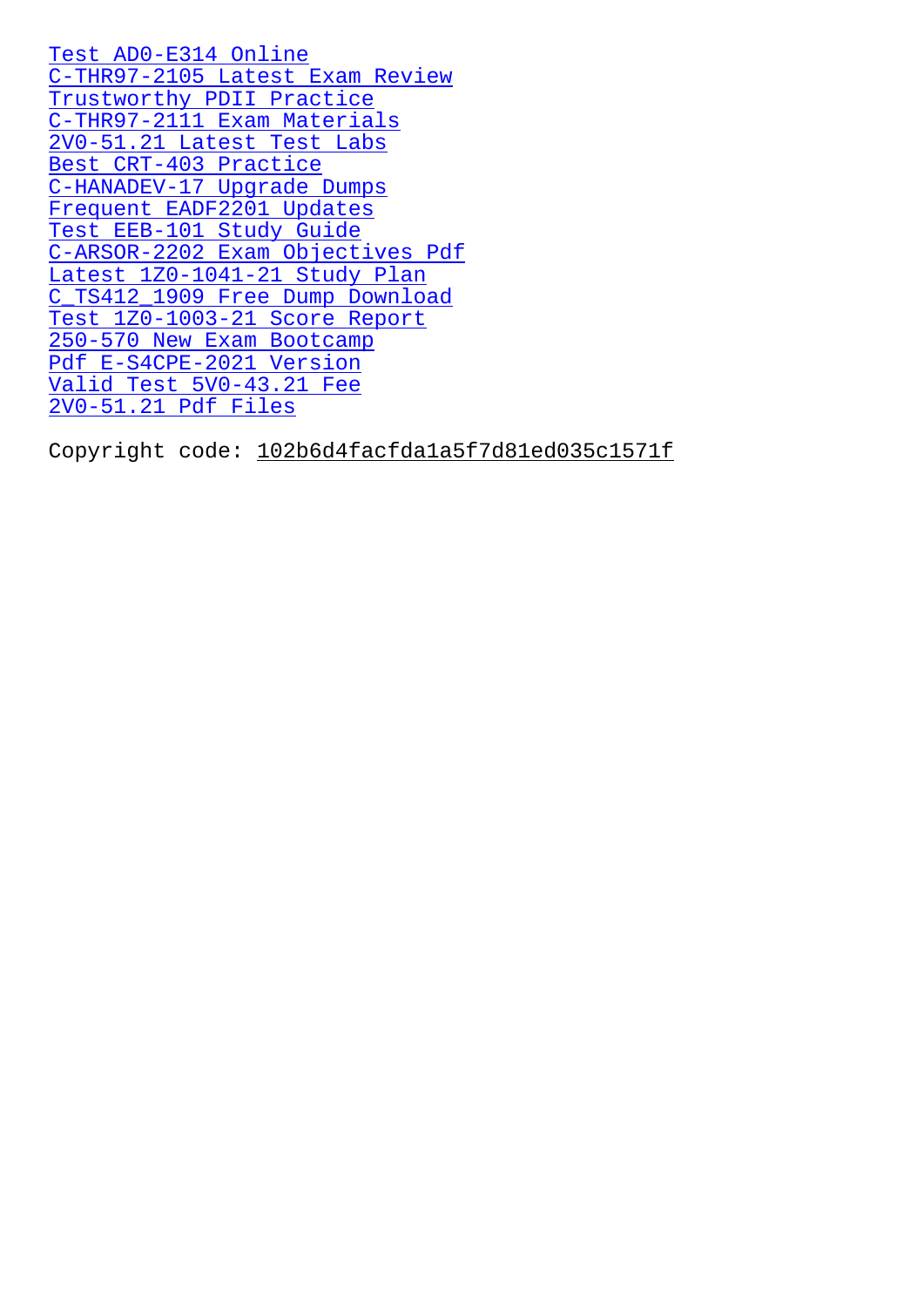Test AD0-E314 Online
C-THR97-2105 Latest Exam Review
Trustworthy PDII Practice
C-THR97-2111 Exam Materials
2V0-51.21 Latest Test Labs
Best CRT-403 Practice
C-HANADEV-17 Upgrade Dumps
Frequent EADF2201 Updates
Test EEB-101 Study Guide
C-ARSOR-2202 Exam Objectives Pdf
Latest 1Z0-1041-21 Study Plan
C_TS412_1909 Free Dump Download
Test 1Z0-1003-21 Score Report
250-570 New Exam Bootcamp
Pdf E-S4CPE-2021 Version
Valid Test 5V0-43.21 Fee
2V0-51.21 Pdf Files

Copyright code: 102b6d4facfda1a5f7d81ed035c1571f